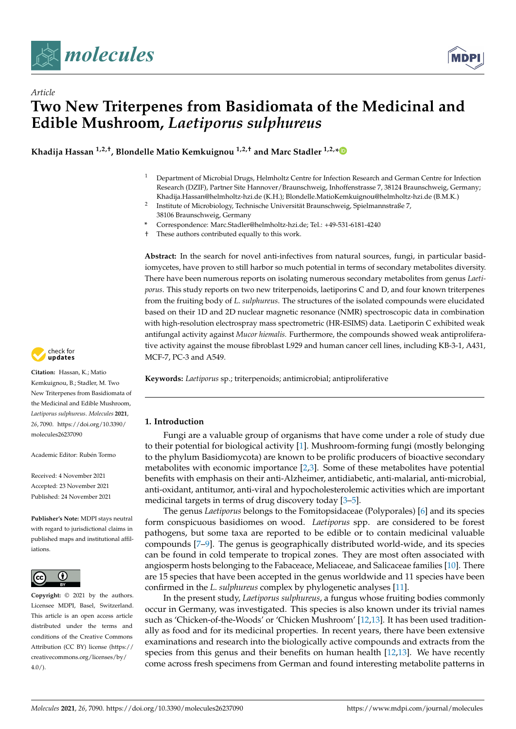*Article*

# Two New Triterpenes from Basidiomata of the Medicinal and Edible Mushroom, *Laetiporus sulphureus*

**Khadija Hassan [1,2,†], Blondelle Matio Kemkuignou [1,2,†] and Marc Stadler [1,2,*]**

[1] Department of Microbial Drugs, Helmholtz Centre for Infection Research and German Centre for Infection Research (DZIF), Partner Site Hannover/Braunschweig, Inhoffenstrasse 7, 38124 Braunschweig, Germany; Khadija.Hassan@helmholtz-hzi.de (K.H.); Blondelle.MatioKemkuignou@helmholtz-hzi.de (B.M.K.)

[2] Institute of Microbiology, Technische Universität Braunschweig, Spielmannstraße 7, 38106 Braunschweig, Germany

\* Correspondence: Marc.Stadler@helmholtz-hzi.de; Tel.: +49-531-6181-4240

† These authors contributed equally to this work.

**Abstract:** In the search for novel anti-infectives from natural sources, fungi, in particular basidiomycetes, have proven to still harbor so much potential in terms of secondary metabolites diversity. There have been numerous reports on isolating numerous secondary metabolites from genus *Laetiporus*. This study reports on two new triterpenoids, laetiporins C and D, and four known triterpenes from the fruiting body of *L. sulphureus*. The structures of the isolated compounds were elucidated based on their 1D and 2D nuclear magnetic resonance (NMR) spectroscopic data in combination with high-resolution electrospray mass spectrometric (HR-ESIMS) data. Laetiporin C exhibited weak antifungal activity against *Mucor hiemalis*. Furthermore, the compounds showed weak antiproliferative activity against the mouse fibroblast L929 and human cancer cell lines, including KB-3-1, A431, MCF-7, PC-3 and A549.

**Keywords:** *Laetiporus* sp.; triterpenoids; antimicrobial; antiproliferative

**Citation:** Hassan, K.; Matio Kemkuignou, B.; Stadler, M. Two New Triterpenes from Basidiomata of the Medicinal and Edible Mushroom, *Laetiporus sulphureus*. *Molecules* **2021**, *26*, 7090. https://doi.org/10.3390/molecules26237090

Academic Editor: Rubén Tormo

Received: 4 November 2021
Accepted: 23 November 2021
Published: 24 November 2021

**Publisher's Note:** MDPI stays neutral with regard to jurisdictional claims in published maps and institutional affiliations.

**Copyright:** © 2021 by the authors. Licensee MDPI, Basel, Switzerland. This article is an open access article distributed under the terms and conditions of the Creative Commons Attribution (CC BY) license (https://creativecommons.org/licenses/by/4.0/).

## 1. Introduction

Fungi are a valuable group of organisms that have come under a role of study due to their potential for biological activity [1]. Mushroom-forming fungi (mostly belonging to the phylum Basidiomycota) are known to be prolific producers of bioactive secondary metabolites with economic importance [2,3]. Some of these metabolites have potential benefits with emphasis on their anti-Alzheimer, antidiabetic, anti-malarial, anti-microbial, anti-oxidant, antitumor, anti-viral and hypocholesterolemic activities which are important medicinal targets in terms of drug discovery today [3–5].

The genus *Laetiporus* belongs to the Fomitopsidaceae (Polyporales) [6] and its species form conspicuous basidiomes on wood. *Laetiporus* spp. are considered to be forest pathogens, but some taxa are reported to be edible or to contain medicinal valuable compounds [7–9]. The genus is geographically distributed world-wide, and its species can be found in cold temperate to tropical zones. They are most often associated with angiosperm hosts belonging to the Fabaceace, Meliaceae, and Salicaceae families [10]. There are 15 species that have been accepted in the genus worldwide and 11 species have been confirmed in the *L. sulphureus* complex by phylogenetic analyses [11].

In the present study, *Laetiporus sulphureus*, a fungus whose fruiting bodies commonly occur in Germany, was investigated. This species is also known under its trivial names such as 'Chicken-of-the-Woods' or 'Chicken Mushroom' [12,13]. It has been used traditionally as food and for its medicinal properties. In recent years, there have been extensive examinations and research into the biologically active compounds and extracts from the species from this genus and their benefits on human health [12,13]. We have recently come across fresh specimens from German and found interesting metabolite patterns in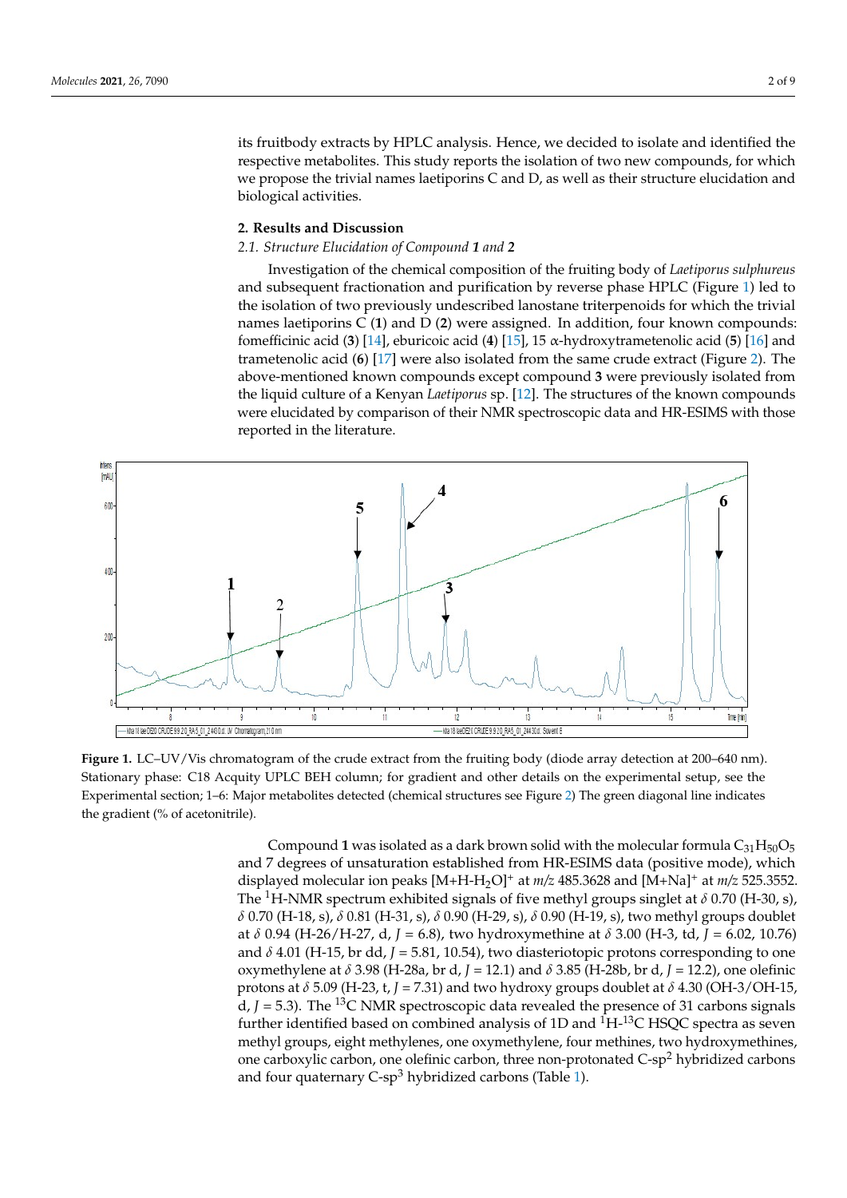its fruitbody extracts by HPLC analysis. Hence, we decided to isolate and identified the respective metabolites. This study reports the isolation of two new compounds, for which we propose the trivial names laetiporins C and D, as well as their structure elucidation and biological activities.

## 2. Results and Discussion

### 2.1. Structure Elucidation of Compound **1** and **2**

Investigation of the chemical composition of the fruiting body of *Laetiporus sulphureus* and subsequent fractionation and purification by reverse phase HPLC (Figure 1) led to the isolation of two previously undescribed lanostane triterpenoids for which the trivial names laetiporins C (**1**) and D (**2**) were assigned. In addition, four known compounds: fomefficinic acid (**3**) [14], eburicoic acid (**4**) [15], 15 α-hydroxytrametenolic acid (**5**) [16] and trametenolic acid (**6**) [17] were also isolated from the same crude extract (Figure 2). The above-mentioned known compounds except compound **3** were previously isolated from the liquid culture of a Kenyan *Laetiporus* sp. [12]. The structures of the known compounds were elucidated by comparison of their NMR spectroscopic data and HR-ESIMS with those reported in the literature.

**Figure 1.** LC–UV/Vis chromatogram of the crude extract from the fruiting body (diode array detection at 200–640 nm). Stationary phase: C18 Acquity UPLC BEH column; for gradient and other details on the experimental setup, see the Experimental section; 1–6: Major metabolites detected (chemical structures see Figure 2) The green diagonal line indicates the gradient (% of acetonitrile).

Compound **1** was isolated as a dark brown solid with the molecular formula $C_{31}H_{50}O_5$ and 7 degrees of unsaturation established from HR-ESIMS data (positive mode), which displayed molecular ion peaks $[M+H-H_2O]^+$ at *m/z* 485.3628 and $[M+Na]^+$ at *m/z* 525.3552. The $^1$H-NMR spectrum exhibited signals of five methyl groups singlet at $\delta$ 0.70 (H-30, s), $\delta$ 0.70 (H-18, s), $\delta$ 0.81 (H-31, s), $\delta$ 0.90 (H-29, s), $\delta$ 0.90 (H-19, s), two methyl groups doublet at $\delta$ 0.94 (H-26/H-27, d, $J$ = 6.8), two hydroxymethine at $\delta$ 3.00 (H-3, td, $J$ = 6.02, 10.76) and $\delta$ 4.01 (H-15, br dd, $J$ = 5.81, 10.54), two diasteriotopic protons corresponding to one oxymethylene at $\delta$ 3.98 (H-28a, br d, $J$ = 12.1) and $\delta$ 3.85 (H-28b, br d, $J$ = 12.2), one olefinic protons at $\delta$ 5.09 (H-23, t, $J$ = 7.31) and two hydroxy groups doublet at $\delta$ 4.30 (OH-3/OH-15, d, $J$ = 5.3). The $^{13}$C NMR spectroscopic data revealed the presence of 31 carbons signals further identified based on combined analysis of 1D and $^1$H-$^{13}$C HSQC spectra as seven methyl groups, eight methylenes, one oxymethylene, four methines, two hydroxymethines, one carboxylic carbon, one olefinic carbon, three non-protonated C-sp$^2$ hybridized carbons and four quaternary C-sp$^3$ hybridized carbons (Table 1).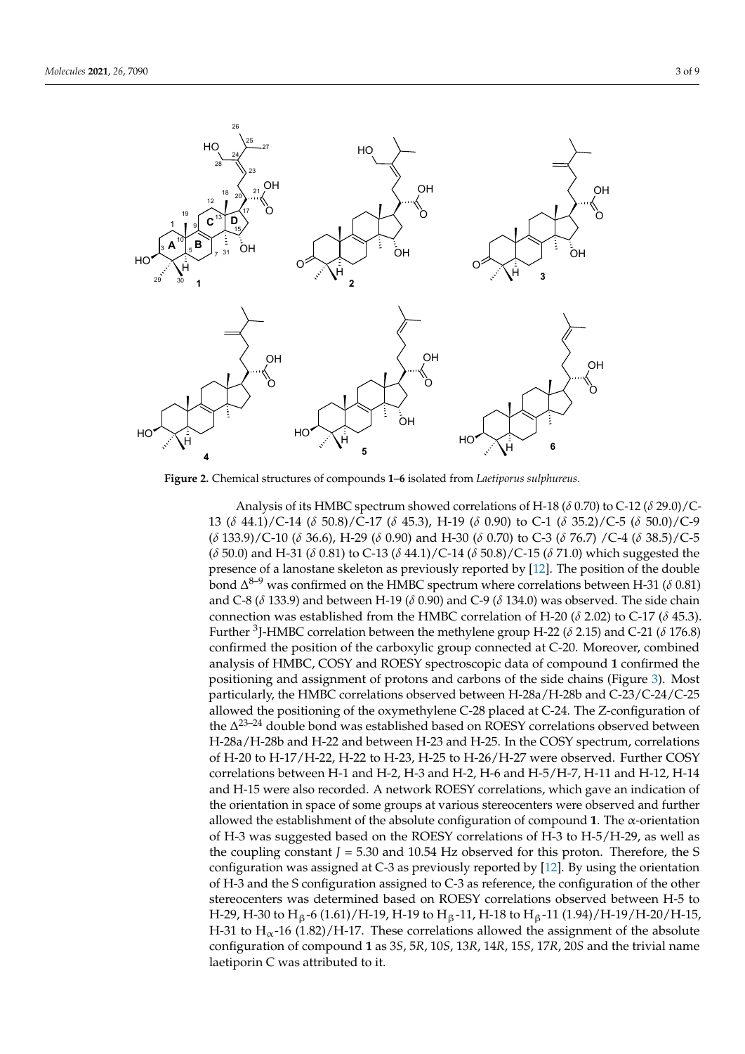**Figure 2.** Chemical structures of compounds **1**–**6** isolated from *Laetiporus sulphureus*.

Analysis of its HMBC spectrum showed correlations of H-18 ($\delta$ 0.70) to C-12 ($\delta$ 29.0)/C-13 ($\delta$ 44.1)/C-14 ($\delta$ 50.8)/C-17 ($\delta$ 45.3), H-19 ($\delta$ 0.90) to C-1 ($\delta$ 35.2)/C-5 ($\delta$ 50.0)/C-9 ($\delta$ 133.9)/C-10 ($\delta$ 36.6), H-29 ($\delta$ 0.90) and H-30 ($\delta$ 0.70) to C-3 ($\delta$ 76.7) /C-4 ($\delta$ 38.5)/C-5 ($\delta$ 50.0) and H-31 ($\delta$ 0.81) to C-13 ($\delta$ 44.1)/C-14 ($\delta$ 50.8)/C-15 ($\delta$ 71.0) which suggested the presence of a lanostane skeleton as previously reported by [12]. The position of the double bond $\Delta^{8-9}$ was confirmed on the HMBC spectrum where correlations between H-31 ($\delta$ 0.81) and C-8 ($\delta$ 133.9) and between H-19 ($\delta$ 0.90) and C-9 ($\delta$ 134.0) was observed. The side chain connection was established from the HMBC correlation of H-20 ($\delta$ 2.02) to C-17 ($\delta$ 45.3). Further $^3$J-HMBC correlation between the methylene group H-22 ($\delta$ 2.15) and C-21 ($\delta$ 176.8) confirmed the position of the carboxylic group connected at C-20. Moreover, combined analysis of HMBC, COSY and ROESY spectroscopic data of compound **1** confirmed the positioning and assignment of protons and carbons of the side chains (Figure 3). Most particularly, the HMBC correlations observed between H-28a/H-28b and C-23/C-24/C-25 allowed the positioning of the oxymethylene C-28 placed at C-24. The Z-configuration of the $\Delta^{23-24}$ double bond was established based on ROESY correlations observed between H-28a/H-28b and H-22 and between H-23 and H-25. In the COSY spectrum, correlations of H-20 to H-17/H-22, H-22 to H-23, H-25 to H-26/H-27 were observed. Further COSY correlations between H-1 and H-2, H-3 and H-2, H-6 and H-5/H-7, H-11 and H-12, H-14 and H-15 were also recorded. A network ROESY correlations, which gave an indication of the orientation in space of some groups at various stereocenters were observed and further allowed the establishment of the absolute configuration of compound **1**. The α-orientation of H-3 was suggested based on the ROESY correlations of H-3 to H-5/H-29, as well as the coupling constant $J$ = 5.30 and 10.54 Hz observed for this proton. Therefore, the S configuration was assigned at C-3 as previously reported by [12]. By using the orientation of H-3 and the S configuration assigned to C-3 as reference, the configuration of the other stereocenters was determined based on ROESY correlations observed between H-5 to H-29, H-30 to $H_{\beta}$-6 (1.61)/H-19, H-19 to $H_{\beta}$-11, H-18 to $H_{\beta}$-11 (1.94)/H-19/H-20/H-15, H-31 to $H_{\alpha}$-16 (1.82)/H-17. These correlations allowed the assignment of the absolute configuration of compound **1** as 3*S*, 5*R*, 10*S*, 13*R*, 14*R*, 15*S*, 17*R*, 20*S* and the trivial name laetiporin C was attributed to it.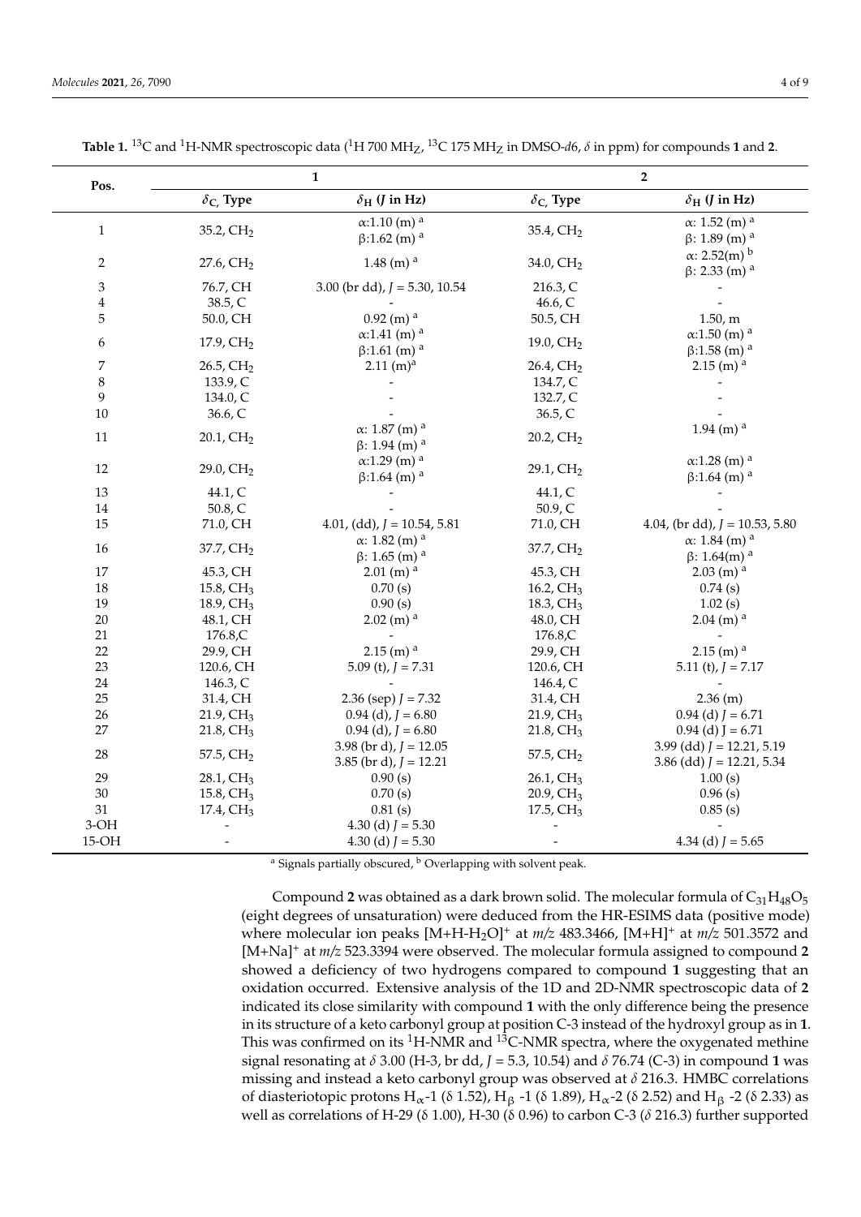**Table 1.** $^{13}C$ and $^{1}H$-NMR spectroscopic data ($^{1}H$ 700 $MH_Z$, $^{13}C$ 175 $MH_Z$ in DMSO-*d6*, $\delta$ in ppm) for compounds **1** and **2**.

| Pos. | **1** | | **2** | |
|---|---|---|---|---|
| | $\delta_C$, Type | $\delta_H$ (*J* in Hz) | $\delta_C$, Type | $\delta_H$ (*J* in Hz) |
| 1 | 35.2, $CH_2$ | α:1.10 (m) [a] β:1.62 (m) [a] | 35.4, $CH_2$ | α: 1.52 (m) [a] β: 1.89 (m) [a] |
| 2 | 27.6, $CH_2$ | 1.48 (m) [a] | 34.0, $CH_2$ | α: 2.52(m) [b] β: 2.33 (m) [a] |
| 3 | 76.7, CH | 3.00 (br dd), *J* = 5.30, 10.54 | 216.3, C | - |
| 4 | 38.5, C | - | 46.6, C | - |
| 5 | 50.0, CH | 0.92 (m) [a] | 50.5, CH | 1.50, m |
| 6 | 17.9, $CH_2$ | α:1.41 (m) [a] β:1.61 (m) [a] | 19.0, $CH_2$ | α:1.50 (m) [a] β:1.58 (m) [a] |
| 7 | 26.5, $CH_2$ | 2.11 (m)[a] | 26.4, $CH_2$ | 2.15 (m) [a] |
| 8 | 133.9, C | - | 134.7, C | - |
| 9 | 134.0, C | - | 132.7, C | - |
| 10 | 36.6, C | - | 36.5, C | - |
| 11 | 20.1, $CH_2$ | α: 1.87 (m) [a] β: 1.94 (m) [a] | 20.2, $CH_2$ | 1.94 (m) [a] |
| 12 | 29.0, $CH_2$ | α:1.29 (m) [a] β:1.64 (m) [a] | 29.1, $CH_2$ | α:1.28 (m) [a] β:1.64 (m) [a] |
| 13 | 44.1, C | - | 44.1, C | - |
| 14 | 50.8, C | - | 50.9, C | - |
| 15 | 71.0, CH | 4.01, (dd), *J* = 10.54, 5.81 | 71.0, CH | 4.04, (br dd), *J* = 10.53, 5.80 |
| 16 | 37.7, $CH_2$ | α: 1.82 (m) [a] β: 1.65 (m) [a] | 37.7, $CH_2$ | α: 1.84 (m) [a] β: 1.64(m) [a] |
| 17 | 45.3, CH | 2.01 (m) [a] | 45.3, CH | 2.03 (m) [a] |
| 18 | 15.8, $CH_3$ | 0.70 (s) | 16.2, $CH_3$ | 0.74 (s) |
| 19 | 18.9, $CH_3$ | 0.90 (s) | 18.3, $CH_3$ | 1.02 (s) |
| 20 | 48.1, CH | 2.02 (m) [a] | 48.0, CH | 2.04 (m) [a] |
| 21 | 176.8,C | - | 176.8,C | - |
| 22 | 29.9, CH | 2.15 (m) [a] | 29.9, CH | 2.15 (m) [a] |
| 23 | 120.6, CH | 5.09 (t), *J* = 7.31 | 120.6, CH | 5.11 (t), *J* = 7.17 |
| 24 | 146.3, C | - | 146.4, C | - |
| 25 | 31.4, CH | 2.36 (sep) *J* = 7.32 | 31.4, CH | 2.36 (m) |
| 26 | 21.9, $CH_3$ | 0.94 (d), *J* = 6.80 | 21.9, $CH_3$ | 0.94 (d) *J* = 6.71 |
| 27 | 21.8, $CH_3$ | 0.94 (d), *J* = 6.80 | 21.8, $CH_3$ | 0.94 (d) J = 6.71 |
| 28 | 57.5, $CH_2$ | 3.98 (br d), *J* = 12.05 3.85 (br d), *J* = 12.21 | 57.5, $CH_2$ | 3.99 (dd) *J* = 12.21, 5.19 3.86 (dd) *J* = 12.21, 5.34 |
| 29 | 28.1, $CH_3$ | 0.90 (s) | 26.1, $CH_3$ | 1.00 (s) |
| 30 | 15.8, $CH_3$ | 0.70 (s) | 20.9, $CH_3$ | 0.96 (s) |
| 31 | 17.4, $CH_3$ | 0.81 (s) | 17.5, $CH_3$ | 0.85 (s) |
| 3-OH | - | 4.30 (d) *J* = 5.30 | - | - |
| 15-OH | - | 4.30 (d) *J* = 5.30 | - | 4.34 (d) *J* = 5.65 |

[a] Signals partially obscured, [b] Overlapping with solvent peak.

Compound **2** was obtained as a dark brown solid. The molecular formula of $C_{31}H_{48}O_5$ (eight degrees of unsaturation) were deduced from the HR-ESIMS data (positive mode) where molecular ion peaks $[M+H-H_2O]^+$ at *m/z* 483.3466, $[M+H]^+$ at *m/z* 501.3572 and $[M+Na]^+$ at *m/z* 523.3394 were observed. The molecular formula assigned to compound **2** showed a deficiency of two hydrogens compared to compound **1** suggesting that an oxidation occurred. Extensive analysis of the 1D and 2D-NMR spectroscopic data of **2** indicated its close similarity with compound **1** with the only difference being the presence in its structure of a keto carbonyl group at position C-3 instead of the hydroxyl group as in **1**. This was confirmed on its $^{1}H$-NMR and $^{13}C$-NMR spectra, where the oxygenated methine signal resonating at $\delta$ 3.00 (H-3, br dd, *J* = 5.3, 10.54) and $\delta$ 76.74 (C-3) in compound **1** was missing and instead a keto carbonyl group was observed at $\delta$ 216.3. HMBC correlations of diasteriotopic protons $H_\alpha$-1 ($\delta$ 1.52), $H_\beta$ -1 ($\delta$ 1.89), $H_\alpha$-2 ($\delta$ 2.52) and $H_\beta$ -2 ($\delta$ 2.33) as well as correlations of H-29 ($\delta$ 1.00), H-30 ($\delta$ 0.96) to carbon C-3 ($\delta$ 216.3) further supported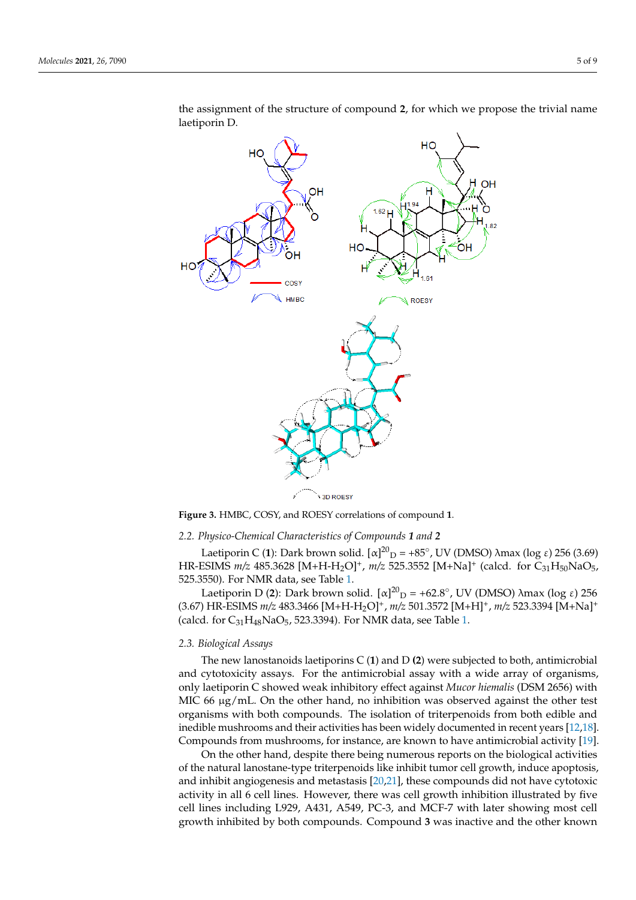the assignment of the structure of compound **2**, for which we propose the trivial name laetiporin D.

**Figure 3.** HMBC, COSY, and ROESY correlations of compound **1**.

## 2.2. Physico-Chemical Characteristics of Compounds 1 and 2

Laetiporin C (**1**): Dark brown solid. $[\alpha]^{20}_{D}$ = +85°, UV (DMSO) λmax (log ε) 256 (3.69) HR-ESIMS *m/z* 485.3628 $[M+H-H_2O]^+$, *m/z* 525.3552 $[M+Na]^+$ (calcd. for $C_{31}H_{50}NaO_5$, 525.3550). For NMR data, see Table 1.

Laetiporin D (**2**): Dark brown solid. $[\alpha]^{20}_{D}$ = +62.8°, UV (DMSO) λmax (log ε) 256 (3.67) HR-ESIMS *m/z* 483.3466 $[M+H-H_2O]^+$, *m/z* 501.3572 $[M+H]^+$, *m/z* 523.3394 $[M+Na]^+$ (calcd. for $C_{31}H_{48}NaO_5$, 523.3394). For NMR data, see Table 1.

## 2.3. Biological Assays

The new lanostanoids laetiporins C (**1**) and D (**2**) were subjected to both, antimicrobial and cytotoxicity assays. For the antimicrobial assay with a wide array of organisms, only laetiporin C showed weak inhibitory effect against *Mucor hiemalis* (DSM 2656) with MIC 66 µg/mL. On the other hand, no inhibition was observed against the other test organisms with both compounds. The isolation of triterpenoids from both edible and inedible mushrooms and their activities has been widely documented in recent years [12,18]. Compounds from mushrooms, for instance, are known to have antimicrobial activity [19].

On the other hand, despite there being numerous reports on the biological activities of the natural lanostane-type triterpenoids like inhibit tumor cell growth, induce apoptosis, and inhibit angiogenesis and metastasis [20,21], these compounds did not have cytotoxic activity in all 6 cell lines. However, there was cell growth inhibition illustrated by five cell lines including L929, A431, A549, PC-3, and MCF-7 with later showing most cell growth inhibited by both compounds. Compound **3** was inactive and the other known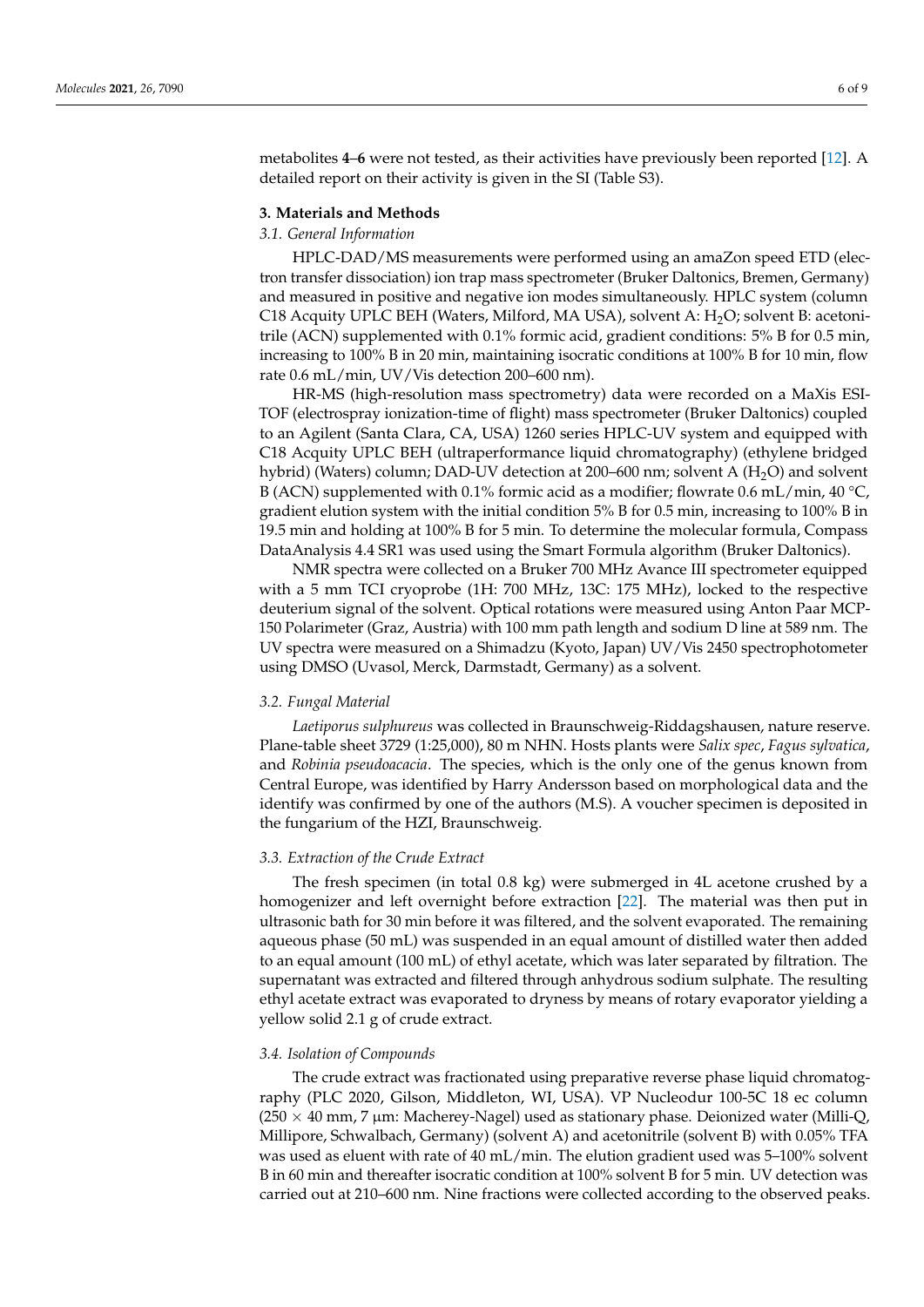metabolites **4**–**6** were not tested, as their activities have previously been reported [12]. A detailed report on their activity is given in the SI (Table S3).

## 3. Materials and Methods

### *3.1. General Information*

HPLC-DAD/MS measurements were performed using an amaZon speed ETD (electron transfer dissociation) ion trap mass spectrometer (Bruker Daltonics, Bremen, Germany) and measured in positive and negative ion modes simultaneously. HPLC system (column C18 Acquity UPLC BEH (Waters, Milford, MA USA), solvent A: $H_2O$; solvent B: acetonitrile (ACN) supplemented with 0.1% formic acid, gradient conditions: 5% B for 0.5 min, increasing to 100% B in 20 min, maintaining isocratic conditions at 100% B for 10 min, flow rate 0.6 mL/min, UV/Vis detection 200–600 nm).

HR-MS (high-resolution mass spectrometry) data were recorded on a MaXis ESI-TOF (electrospray ionization-time of flight) mass spectrometer (Bruker Daltonics) coupled to an Agilent (Santa Clara, CA, USA) 1260 series HPLC-UV system and equipped with C18 Acquity UPLC BEH (ultraperformance liquid chromatography) (ethylene bridged hybrid) (Waters) column; DAD-UV detection at 200–600 nm; solvent A ($H_2O$) and solvent B (ACN) supplemented with 0.1% formic acid as a modifier; flowrate 0.6 mL/min, 40 °C, gradient elution system with the initial condition 5% B for 0.5 min, increasing to 100% B in 19.5 min and holding at 100% B for 5 min. To determine the molecular formula, Compass DataAnalysis 4.4 SR1 was used using the Smart Formula algorithm (Bruker Daltonics).

NMR spectra were collected on a Bruker 700 MHz Avance III spectrometer equipped with a 5 mm TCI cryoprobe (1H: 700 MHz, 13C: 175 MHz), locked to the respective deuterium signal of the solvent. Optical rotations were measured using Anton Paar MCP-150 Polarimeter (Graz, Austria) with 100 mm path length and sodium D line at 589 nm. The UV spectra were measured on a Shimadzu (Kyoto, Japan) UV/Vis 2450 spectrophotometer using DMSO (Uvasol, Merck, Darmstadt, Germany) as a solvent.

### *3.2. Fungal Material*

*Laetiporus sulphureus* was collected in Braunschweig-Riddagshausen, nature reserve. Plane-table sheet 3729 (1:25,000), 80 m NHN. Hosts plants were *Salix spec*, *Fagus sylvatica*, and *Robinia pseudoacacia*. The species, which is the only one of the genus known from Central Europe, was identified by Harry Andersson based on morphological data and the identify was confirmed by one of the authors (M.S). A voucher specimen is deposited in the fungarium of the HZI, Braunschweig.

### *3.3. Extraction of the Crude Extract*

The fresh specimen (in total 0.8 kg) were submerged in 4L acetone crushed by a homogenizer and left overnight before extraction [22]. The material was then put in ultrasonic bath for 30 min before it was filtered, and the solvent evaporated. The remaining aqueous phase (50 mL) was suspended in an equal amount of distilled water then added to an equal amount (100 mL) of ethyl acetate, which was later separated by filtration. The supernatant was extracted and filtered through anhydrous sodium sulphate. The resulting ethyl acetate extract was evaporated to dryness by means of rotary evaporator yielding a yellow solid 2.1 g of crude extract.

### *3.4. Isolation of Compounds*

The crude extract was fractionated using preparative reverse phase liquid chromatography (PLC 2020, Gilson, Middleton, WI, USA). VP Nucleodur 100-5C 18 ec column (250 × 40 mm, 7 µm: Macherey-Nagel) used as stationary phase. Deionized water (Milli-Q, Millipore, Schwalbach, Germany) (solvent A) and acetonitrile (solvent B) with 0.05% TFA was used as eluent with rate of 40 mL/min. The elution gradient used was 5–100% solvent B in 60 min and thereafter isocratic condition at 100% solvent B for 5 min. UV detection was carried out at 210–600 nm. Nine fractions were collected according to the observed peaks.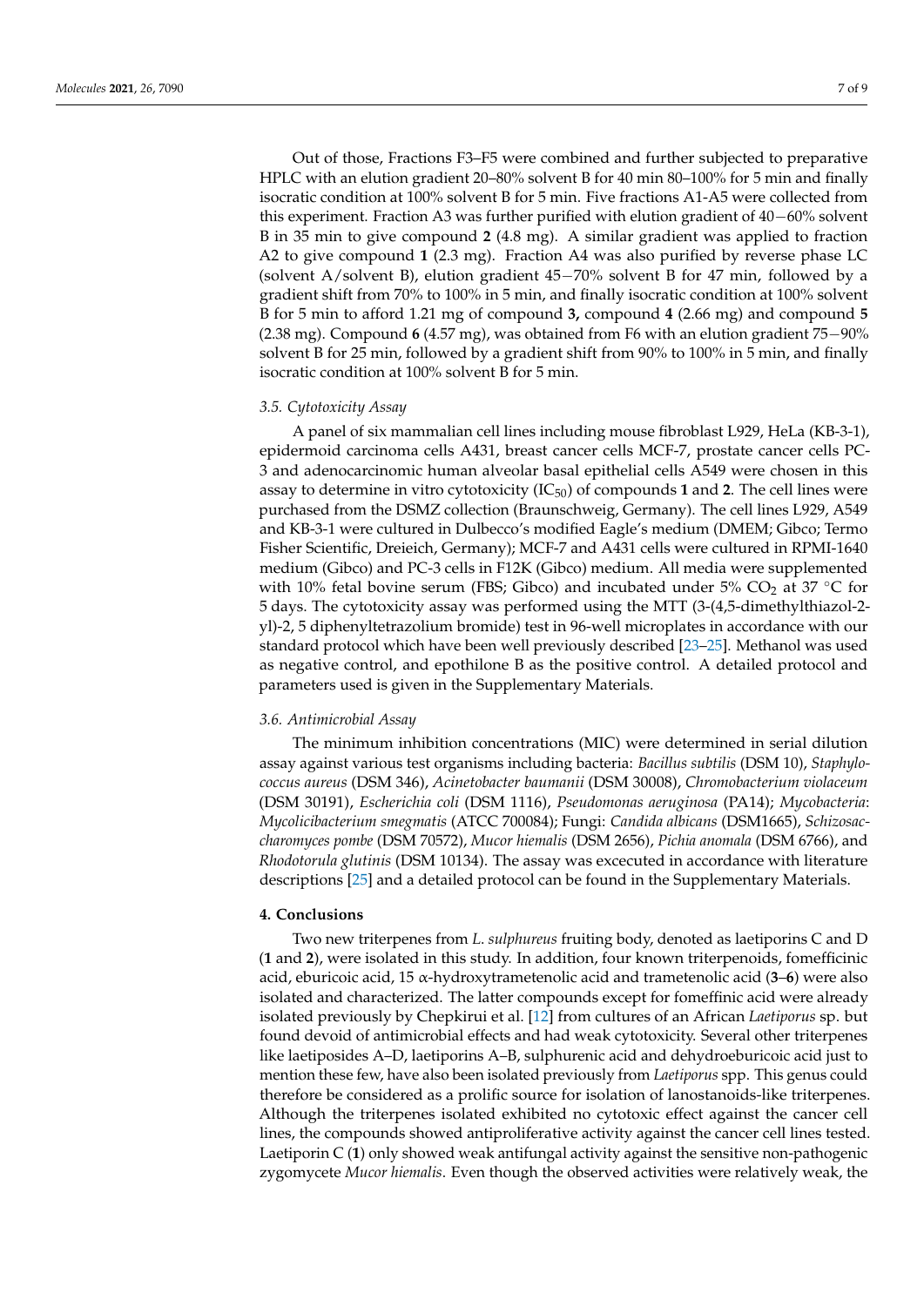Out of those, Fractions F3–F5 were combined and further subjected to preparative HPLC with an elution gradient 20–80% solvent B for 40 min 80–100% for 5 min and finally isocratic condition at 100% solvent B for 5 min. Five fractions A1-A5 were collected from this experiment. Fraction A3 was further purified with elution gradient of 40−60% solvent B in 35 min to give compound **2** (4.8 mg). A similar gradient was applied to fraction A2 to give compound **1** (2.3 mg). Fraction A4 was also purified by reverse phase LC (solvent A/solvent B), elution gradient 45−70% solvent B for 47 min, followed by a gradient shift from 70% to 100% in 5 min, and finally isocratic condition at 100% solvent B for 5 min to afford 1.21 mg of compound **3,** compound **4** (2.66 mg) and compound **5** (2.38 mg). Compound **6** (4.57 mg), was obtained from F6 with an elution gradient 75−90% solvent B for 25 min, followed by a gradient shift from 90% to 100% in 5 min, and finally isocratic condition at 100% solvent B for 5 min.

### *3.5. Cytotoxicity Assay*

A panel of six mammalian cell lines including mouse fibroblast L929, HeLa (KB-3-1), epidermoid carcinoma cells A431, breast cancer cells MCF-7, prostate cancer cells PC-3 and adenocarcinomic human alveolar basal epithelial cells A549 were chosen in this assay to determine in vitro cytotoxicity ($IC_{50}$) of compounds **1** and **2**. The cell lines were purchased from the DSMZ collection (Braunschweig, Germany). The cell lines L929, A549 and KB-3-1 were cultured in Dulbecco's modified Eagle's medium (DMEM; Gibco; Termo Fisher Scientific, Dreieich, Germany); MCF-7 and A431 cells were cultured in RPMI-1640 medium (Gibco) and PC-3 cells in F12K (Gibco) medium. All media were supplemented with 10% fetal bovine serum (FBS; Gibco) and incubated under 5% $CO_2$ at 37 °C for 5 days. The cytotoxicity assay was performed using the MTT (3-(4,5-dimethylthiazol-2-yl)-2, 5 diphenyltetrazolium bromide) test in 96-well microplates in accordance with our standard protocol which have been well previously described [23–25]. Methanol was used as negative control, and epothilone B as the positive control. A detailed protocol and parameters used is given in the Supplementary Materials.

### *3.6. Antimicrobial Assay*

The minimum inhibition concentrations (MIC) were determined in serial dilution assay against various test organisms including bacteria: *Bacillus subtilis* (DSM 10), *Staphylococcus aureus* (DSM 346), *Acinetobacter baumanii* (DSM 30008), *Chromobacterium violaceum* (DSM 30191), *Escherichia coli* (DSM 1116), *Pseudomonas aeruginosa* (PA14); *Mycobacteria*: *Mycolicibacterium smegmatis* (ATCC 700084); Fungi: *Candida albicans* (DSM1665), *Schizosaccharomyces pombe* (DSM 70572), *Mucor hiemalis* (DSM 2656), *Pichia anomala* (DSM 6766), and *Rhodotorula glutinis* (DSM 10134). The assay was excecuted in accordance with literature descriptions [25] and a detailed protocol can be found in the Supplementary Materials.

## **4. Conclusions**

Two new triterpenes from *L. sulphureus* fruiting body, denoted as laetiporins C and D (**1** and **2**), were isolated in this study. In addition, four known triterpenoids, fomefficinic acid, eburicoic acid, 15 α-hydroxytrametenolic acid and trametenolic acid (**3**–**6**) were also isolated and characterized. The latter compounds except for fomeffinic acid were already isolated previously by Chepkirui et al. [12] from cultures of an African *Laetiporus* sp. but found devoid of antimicrobial effects and had weak cytotoxicity. Several other triterpenes like laetiposides A–D, laetiporins A–B, sulphurenic acid and dehydroeburicoic acid just to mention these few, have also been isolated previously from *Laetiporus* spp. This genus could therefore be considered as a prolific source for isolation of lanostanoids-like triterpenes. Although the triterpenes isolated exhibited no cytotoxic effect against the cancer cell lines, the compounds showed antiproliferative activity against the cancer cell lines tested. Laetiporin C (**1**) only showed weak antifungal activity against the sensitive non-pathogenic zygomycete *Mucor hiemalis*. Even though the observed activities were relatively weak, the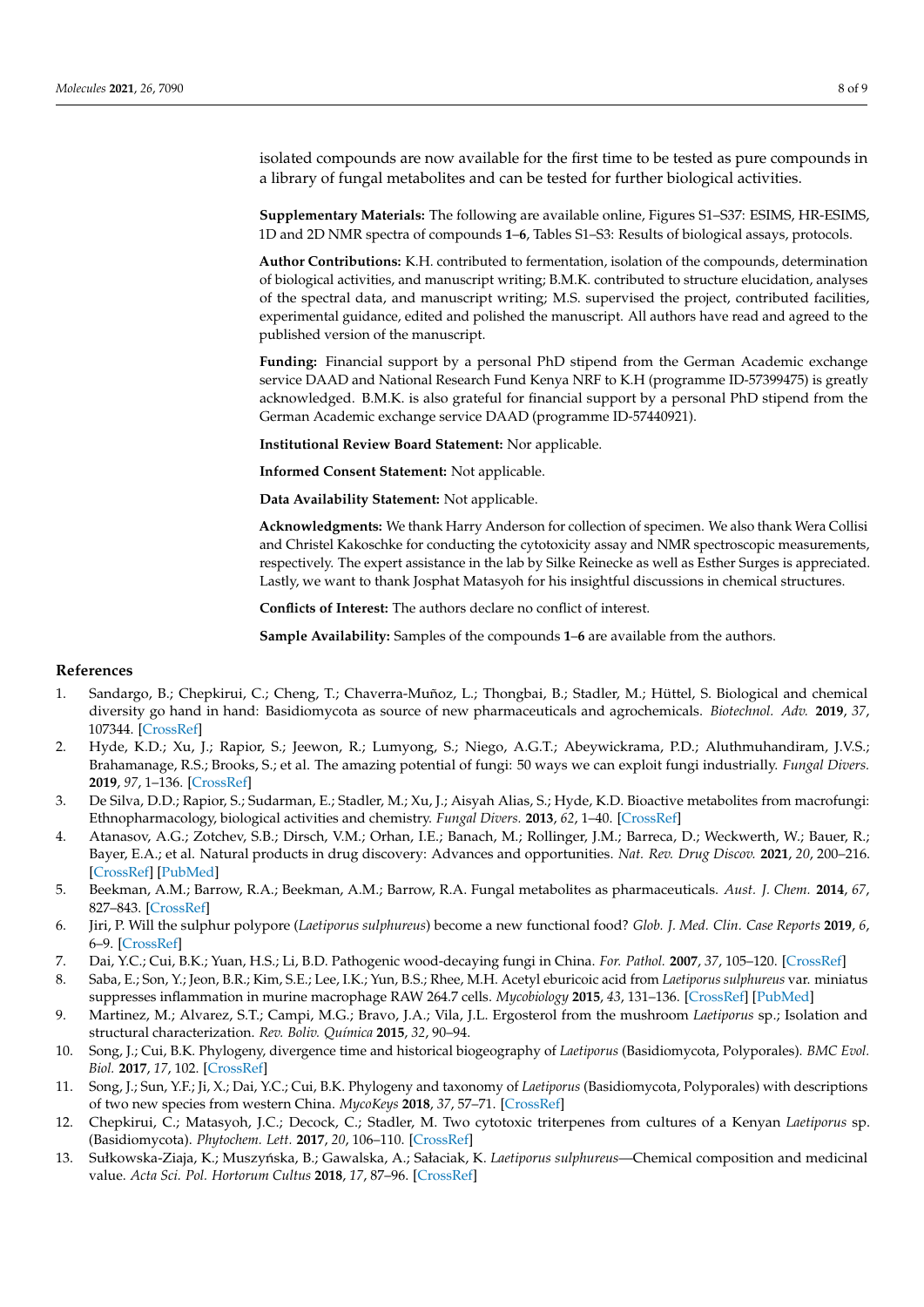isolated compounds are now available for the first time to be tested as pure compounds in a library of fungal metabolites and can be tested for further biological activities.

**Supplementary Materials:** The following are available online, Figures S1–S37: ESIMS, HR-ESIMS, 1D and 2D NMR spectra of compounds **1**–**6**, Tables S1–S3: Results of biological assays, protocols.

**Author Contributions:** K.H. contributed to fermentation, isolation of the compounds, determination of biological activities, and manuscript writing; B.M.K. contributed to structure elucidation, analyses of the spectral data, and manuscript writing; M.S. supervised the project, contributed facilities, experimental guidance, edited and polished the manuscript. All authors have read and agreed to the published version of the manuscript.

**Funding:** Financial support by a personal PhD stipend from the German Academic exchange service DAAD and National Research Fund Kenya NRF to K.H (programme ID-57399475) is greatly acknowledged. B.M.K. is also grateful for financial support by a personal PhD stipend from the German Academic exchange service DAAD (programme ID-57440921).

**Institutional Review Board Statement:** Nor applicable.

**Informed Consent Statement:** Not applicable.

**Data Availability Statement:** Not applicable.

**Acknowledgments:** We thank Harry Anderson for collection of specimen. We also thank Wera Collisi and Christel Kakoschke for conducting the cytotoxicity assay and NMR spectroscopic measurements, respectively. The expert assistance in the lab by Silke Reinecke as well as Esther Surges is appreciated. Lastly, we want to thank Josphat Matasyoh for his insightful discussions in chemical structures.

**Conflicts of Interest:** The authors declare no conflict of interest.

**Sample Availability:** Samples of the compounds **1**–**6** are available from the authors.

## References

1. Sandargo, B.; Chepkirui, C.; Cheng, T.; Chaverra-Muñoz, L.; Thongbai, B.; Stadler, M.; Hüttel, S. Biological and chemical diversity go hand in hand: Basidiomycota as source of new pharmaceuticals and agrochemicals. *Biotechnol. Adv.* **2019**, *37*, 107344. [CrossRef]
2. Hyde, K.D.; Xu, J.; Rapior, S.; Jeewon, R.; Lumyong, S.; Niego, A.G.T.; Abeywickrama, P.D.; Aluthmuhandiram, J.V.S.; Brahamanage, R.S.; Brooks, S.; et al. The amazing potential of fungi: 50 ways we can exploit fungi industrially. *Fungal Divers.* **2019**, *97*, 1–136. [CrossRef]
3. De Silva, D.D.; Rapior, S.; Sudarman, E.; Stadler, M.; Xu, J.; Aisyah Alias, S.; Hyde, K.D. Bioactive metabolites from macrofungi: Ethnopharmacology, biological activities and chemistry. *Fungal Divers.* **2013**, *62*, 1–40. [CrossRef]
4. Atanasov, A.G.; Zotchev, S.B.; Dirsch, V.M.; Orhan, I.E.; Banach, M.; Rollinger, J.M.; Barreca, D.; Weckwerth, W.; Bauer, R.; Bayer, E.A.; et al. Natural products in drug discovery: Advances and opportunities. *Nat. Rev. Drug Discov.* **2021**, *20*, 200–216. [CrossRef] [PubMed]
5. Beekman, A.M.; Barrow, R.A.; Beekman, A.M.; Barrow, R.A. Fungal metabolites as pharmaceuticals. *Aust. J. Chem.* **2014**, *67*, 827–843. [CrossRef]
6. Jiri, P. Will the sulphur polypore (*Laetiporus sulphureus*) become a new functional food? *Glob. J. Med. Clin. Case Reports* **2019**, *6*, 6–9. [CrossRef]
7. Dai, Y.C.; Cui, B.K.; Yuan, H.S.; Li, B.D. Pathogenic wood-decaying fungi in China. *For. Pathol.* **2007**, *37*, 105–120. [CrossRef]
8. Saba, E.; Son, Y.; Jeon, B.R.; Kim, S.E.; Lee, I.K.; Yun, B.S.; Rhee, M.H. Acetyl eburicoic acid from *Laetiporus sulphureus* var. miniatus suppresses inflammation in murine macrophage RAW 264.7 cells. *Mycobiology* **2015**, *43*, 131–136. [CrossRef] [PubMed]
9. Martinez, M.; Alvarez, S.T.; Campi, M.G.; Bravo, J.A.; Vila, J.L. Ergosterol from the mushroom *Laetiporus* sp.; Isolation and structural characterization. *Rev. Boliv. Química* **2015**, *32*, 90–94.
10. Song, J.; Cui, B.K. Phylogeny, divergence time and historical biogeography of *Laetiporus* (Basidiomycota, Polyporales). *BMC Evol. Biol.* **2017**, *17*, 102. [CrossRef]
11. Song, J.; Sun, Y.F.; Ji, X.; Dai, Y.C.; Cui, B.K. Phylogeny and taxonomy of *Laetiporus* (Basidiomycota, Polyporales) with descriptions of two new species from western China. *MycoKeys* **2018**, *37*, 57–71. [CrossRef]
12. Chepkirui, C.; Matasyoh, J.C.; Decock, C.; Stadler, M. Two cytotoxic triterpenes from cultures of a Kenyan *Laetiporus* sp. (Basidiomycota). *Phytochem. Lett.* **2017**, *20*, 106–110. [CrossRef]
13. Sułkowska-Ziaja, K.; Muszyńska, B.; Gawalska, A.; Sałaciak, K. *Laetiporus sulphureus*—Chemical composition and medicinal value. *Acta Sci. Pol. Hortorum Cultus* **2018**, *17*, 87–96. [CrossRef]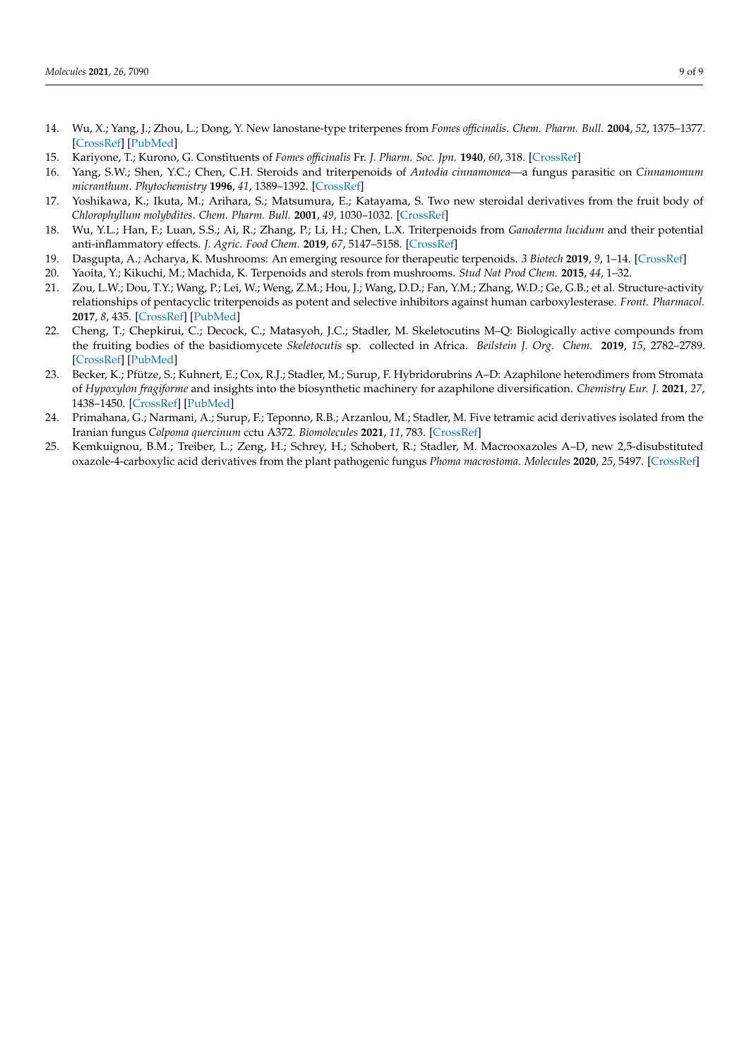14. Wu, X.; Yang, J.; Zhou, L.; Dong, Y. New lanostane-type triterpenes from *Fomes officinalis*. *Chem. Pharm. Bull.* **2004**, *52*, 1375–1377. [CrossRef] [PubMed]
15. Kariyone, T.; Kurono, G. Constituents of *Fomes officinalis* Fr. *J. Pharm. Soc. Jpn.* **1940**, *60*, 318. [CrossRef]
16. Yang, S.W.; Shen, Y.C.; Chen, C.H. Steroids and triterpenoids of *Antodia cinnamomea*—a fungus parasitic on *Cinnamomum micranthum*. *Phytochemistry* **1996**, *41*, 1389–1392. [CrossRef]
17. Yoshikawa, K.; Ikuta, M.; Arihara, S.; Matsumura, E.; Katayama, S. Two new steroidal derivatives from the fruit body of *Chlorophyllum molybdites*. *Chem. Pharm. Bull.* **2001**, *49*, 1030–1032. [CrossRef]
18. Wu, Y.L.; Han, F.; Luan, S.S.; Ai, R.; Zhang, P.; Li, H.; Chen, L.X. Triterpenoids from *Ganoderma lucidum* and their potential anti-inflammatory effects. *J. Agric. Food Chem.* **2019**, *67*, 5147–5158. [CrossRef]
19. Dasgupta, A.; Acharya, K. Mushrooms: An emerging resource for therapeutic terpenoids. *3 Biotech* **2019**, *9*, 1–14. [CrossRef]
20. Yaoita, Y.; Kikuchi, M.; Machida, K. Terpenoids and sterols from mushrooms. *Stud Nat Prod Chem.* **2015**, *44*, 1–32.
21. Zou, L.W.; Dou, T.Y.; Wang, P.; Lei, W.; Weng, Z.M.; Hou, J.; Wang, D.D.; Fan, Y.M.; Zhang, W.D.; Ge, G.B.; et al. Structure-activity relationships of pentacyclic triterpenoids as potent and selective inhibitors against human carboxylesterase. *Front. Pharmacol.* **2017**, *8*, 435. [CrossRef] [PubMed]
22. Cheng, T.; Chepkirui, C.; Decock, C.; Matasyoh, J.C.; Stadler, M. Skeletocutins M–Q: Biologically active compounds from the fruiting bodies of the basidiomycete *Skeletocutis* sp. collected in Africa. *Beilstein J. Org. Chem.* **2019**, *15*, 2782–2789. [CrossRef] [PubMed]
23. Becker, K.; Pfütze, S.; Kuhnert, E.; Cox, R.J.; Stadler, M.; Surup, F. Hybridorubrins A–D: Azaphilone heterodimers from Stromata of *Hypoxylon fragiforme* and insights into the biosynthetic machinery for azaphilone diversification. *Chemistry Eur. J.* **2021**, *27*, 1438–1450. [CrossRef] [PubMed]
24. Primahana, G.; Narmani, A.; Surup, F.; Teponno, R.B.; Arzanlou, M.; Stadler, M. Five tetramic acid derivatives isolated from the Iranian fungus *Colpoma quercinum* cctu A372. *Biomolecules* **2021**, *11*, 783. [CrossRef]
25. Kemkuignou, B.M.; Treiber, L.; Zeng, H.; Schrey, H.; Schobert, R.; Stadler, M. Macrooxazoles A–D, new 2,5-disubstituted oxazole-4-carboxylic acid derivatives from the plant pathogenic fungus *Phoma macrostoma*. *Molecules* **2020**, *25*, 5497. [CrossRef]